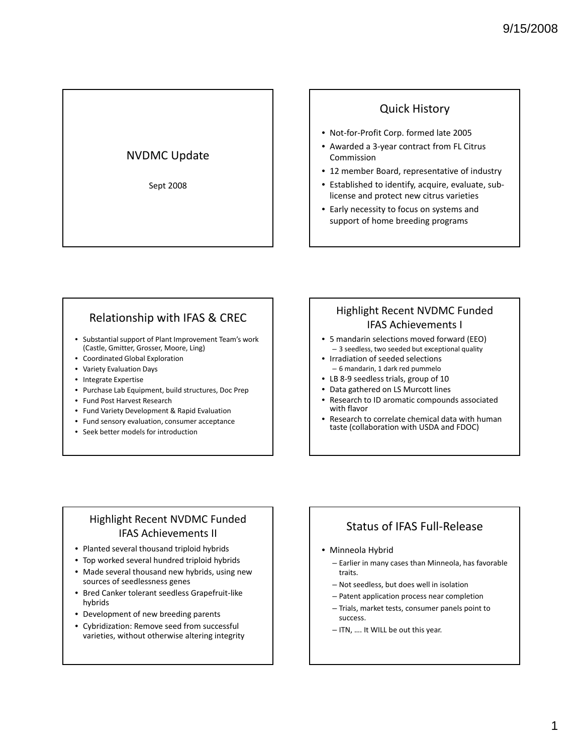# NVDMC Update

Sept 2008

## Quick History

- Not-for-Profit Corp. formed late 2005
- Awarded a 3-year contract from FL Citrus Commission
- 12 member Board, representative of industry
- Established to identify, acquire, evaluate, sub-license and protect new citrus varieties
- Early necessity to focus on systems and support of home breeding programs

## Relationship with IFAS & CREC

- Substantial support of Plant Improvement Team's work (Castle, Gmitter, Grosser, Moore, Ling)
- Coordinated Global Exploration
- Variety Evaluation Days
- Integrate Expertise
- Purchase Lab Equipment, build structures, Doc Prep
- Fund Post Harvest Research
- Fund Variety Development & Rapid Evaluation
- Fund sensory evaluation, consumer acceptance
- Seek better models for introduction

## Highlight Recent NVDMC Funded IFAS Achievements I

- 5 mandarin selections moved forward (EEO)
  - 3 seedless, two seeded but exceptional quality
- Irradiation of seeded selections
  - 6 mandarin, 1 dark red pummelo
- LB 8-9 seedless trials, group of 10
- Data gathered on LS Murcott lines
- Research to ID aromatic compounds associated with flavor
- Research to correlate chemical data with human taste (collaboration with USDA and FDOC)

## Highlight Recent NVDMC Funded IFAS Achievements II

- Planted several thousand triploid hybrids
- Top worked several hundred triploid hybrids
- Made several thousand new hybrids, using new sources of seedlessness genes
- Bred Canker tolerant seedless Grapefruit-like hybrids
- Development of new breeding parents
- Cybridization: Remove seed from successful varieties, without otherwise altering integrity

## Status of IFAS Full-Release

- Minneola Hybrid
  - Earlier in many cases than Minneola, has favorable traits.
  - Not seedless, but does well in isolation
  - Patent application process near completion
  - Trials, market tests, consumer panels point to success.
  - ITN, …. It WILL be out this year.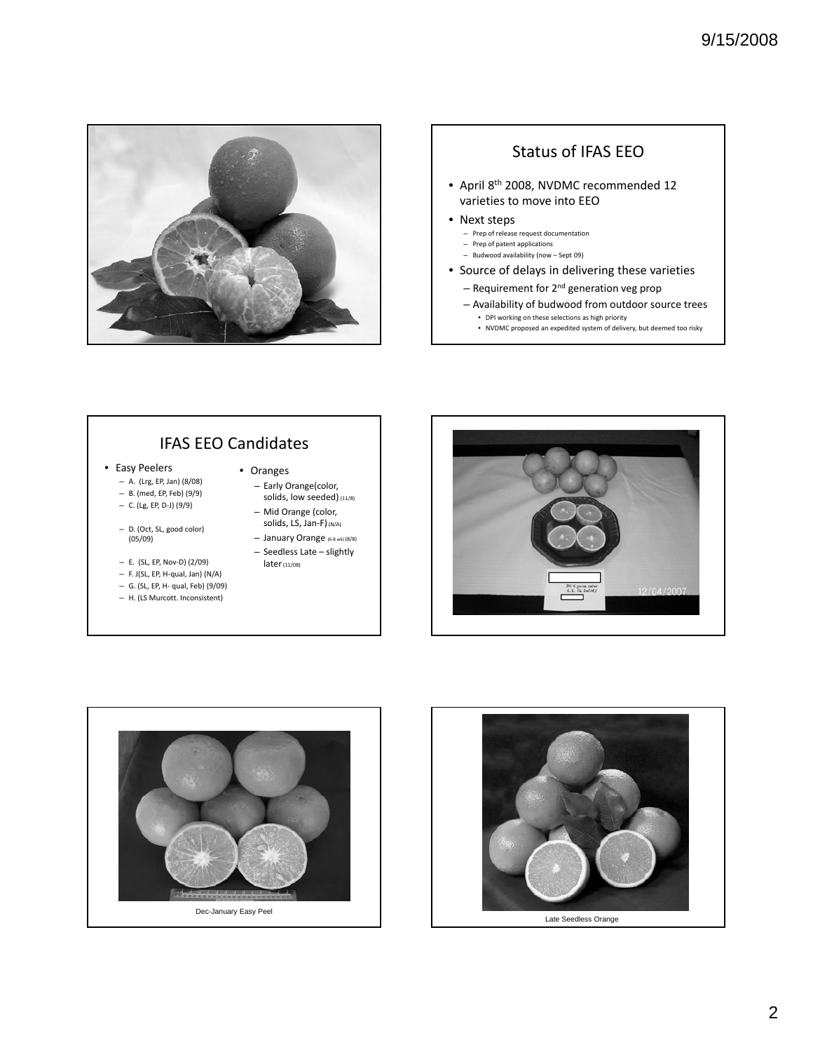## Status of IFAS EEO

- April 8th 2008, NVDMC recommended 12 varieties to move into EEO
- Next steps
  - Prep of release request documentation
  - Prep of patent applications
  - Budwood availability (now – Sept 09)
- Source of delays in delivering these varieties
  - Requirement for 2nd generation veg prop
  - Availability of budwood from outdoor source trees
    - DPI working on these selections as high priority
    - NVDMC proposed an expedited system of delivery, but deemed too risky

## IFAS EEO Candidates

- Easy Peelers
  - A. (Lrg, EP, Jan) (8/08)
  - B. (med, EP, Feb) (9/9)
  - C. (Lg, EP, D-J) (9/9)
  - D. (Oct, SL, good color) (05/09)
  - E. (SL, EP, Nov-D) (2/09)
  - F. J(SL, EP, H-qual, Jan) (N/A)
  - G. (SL, EP, H- qual, Feb) (9/09)
  - H. (LS Murcott. Inconsistent)
- Oranges
  - Early Orange(color, solids, low seeded) (11/8)
  - Mid Orange (color, solids, LS, Jan-F) (N/A)
  - January Orange (6-8 wk) (8/8)
  - Seedless Late – slightly later (11/08)

Dec-January Easy Peel

Late Seedless Orange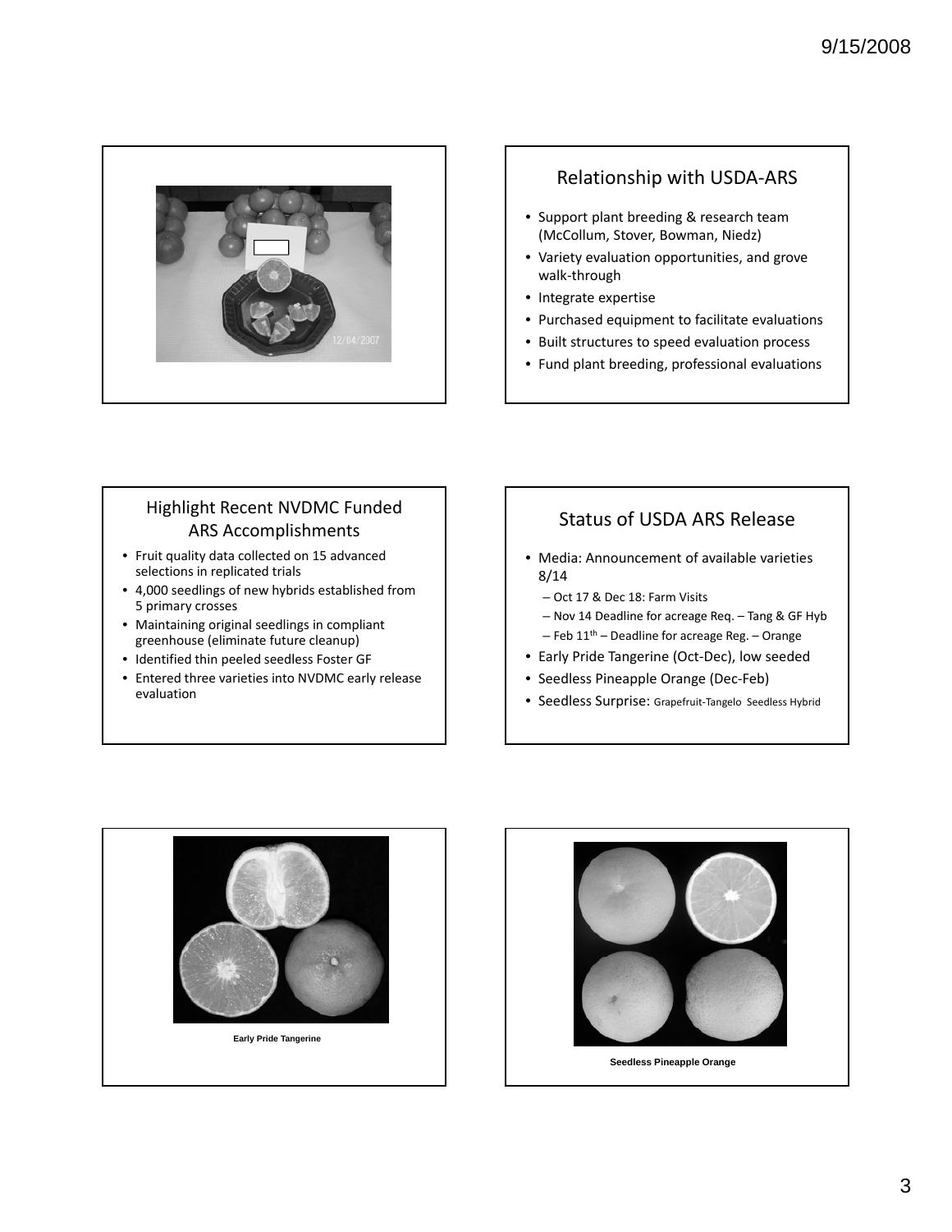## Relationship with USDA-ARS

- Support plant breeding & research team (McCollum, Stover, Bowman, Niedz)
- Variety evaluation opportunities, and grove walk-through
- Integrate expertise
- Purchased equipment to facilitate evaluations
- Built structures to speed evaluation process
- Fund plant breeding, professional evaluations

## Highlight Recent NVDMC Funded ARS Accomplishments

- Fruit quality data collected on 15 advanced selections in replicated trials
- 4,000 seedlings of new hybrids established from 5 primary crosses
- Maintaining original seedlings in compliant greenhouse (eliminate future cleanup)
- Identified thin peeled seedless Foster GF
- Entered three varieties into NVDMC early release evaluation

## Status of USDA ARS Release

- Media: Announcement of available varieties 8/14
  - Oct 17 & Dec 18: Farm Visits
  - Nov 14 Deadline for acreage Req. – Tang & GF Hyb
  - Feb 11th – Deadline for acreage Reg. – Orange
- Early Pride Tangerine (Oct-Dec), low seeded
- Seedless Pineapple Orange (Dec-Feb)
- Seedless Surprise: Grapefruit-Tangelo Seedless Hybrid

**Early Pride Tangerine**

**Seedless Pineapple Orange**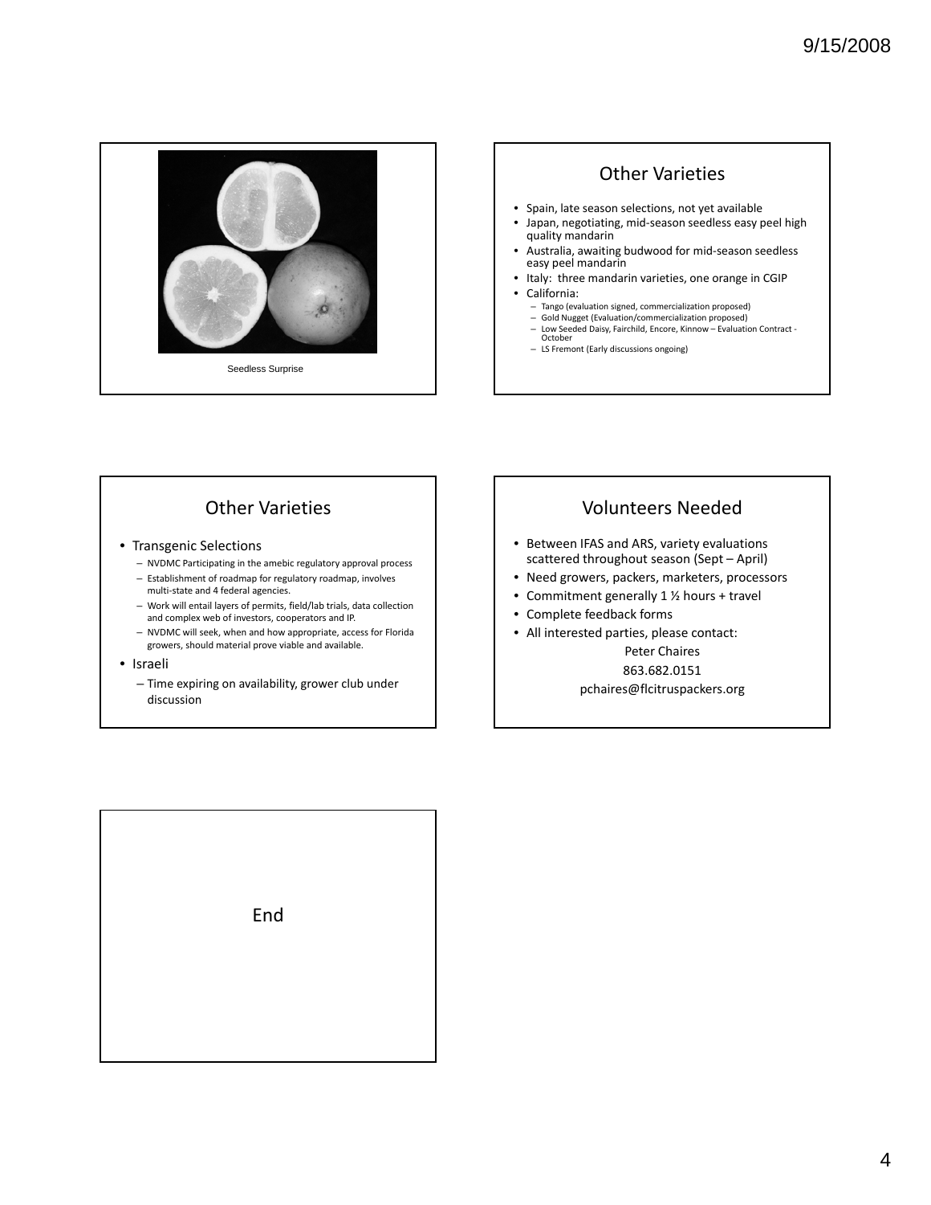Seedless Surprise

## Other Varieties

- Spain, late season selections, not yet available
- Japan, negotiating, mid-season seedless easy peel high quality mandarin
- Australia, awaiting budwood for mid-season seedless easy peel mandarin
- Italy: three mandarin varieties, one orange in CGIP
- California:
  - Tango (evaluation signed, commercialization proposed)
  - Gold Nugget (Evaluation/commercialization proposed)
  - Low Seeded Daisy, Fairchild, Encore, Kinnow – Evaluation Contract - October
  - LS Fremont (Early discussions ongoing)

## Other Varieties

- Transgenic Selections
  - NVDMC Participating in the amebic regulatory approval process
  - Establishment of roadmap for regulatory roadmap, involves multi-state and 4 federal agencies.
  - Work will entail layers of permits, field/lab trials, data collection and complex web of investors, cooperators and IP.
  - NVDMC will seek, when and how appropriate, access for Florida growers, should material prove viable and available.
- Israeli
  - Time expiring on availability, grower club under discussion

## Volunteers Needed

- Between IFAS and ARS, variety evaluations scattered throughout season (Sept – April)
- Need growers, packers, marketers, processors
- Commitment generally 1 ½ hours + travel
- Complete feedback forms
- All interested parties, please contact:

Peter Chaires

863.682.0151

pchaires@flcitruspackers.org

End